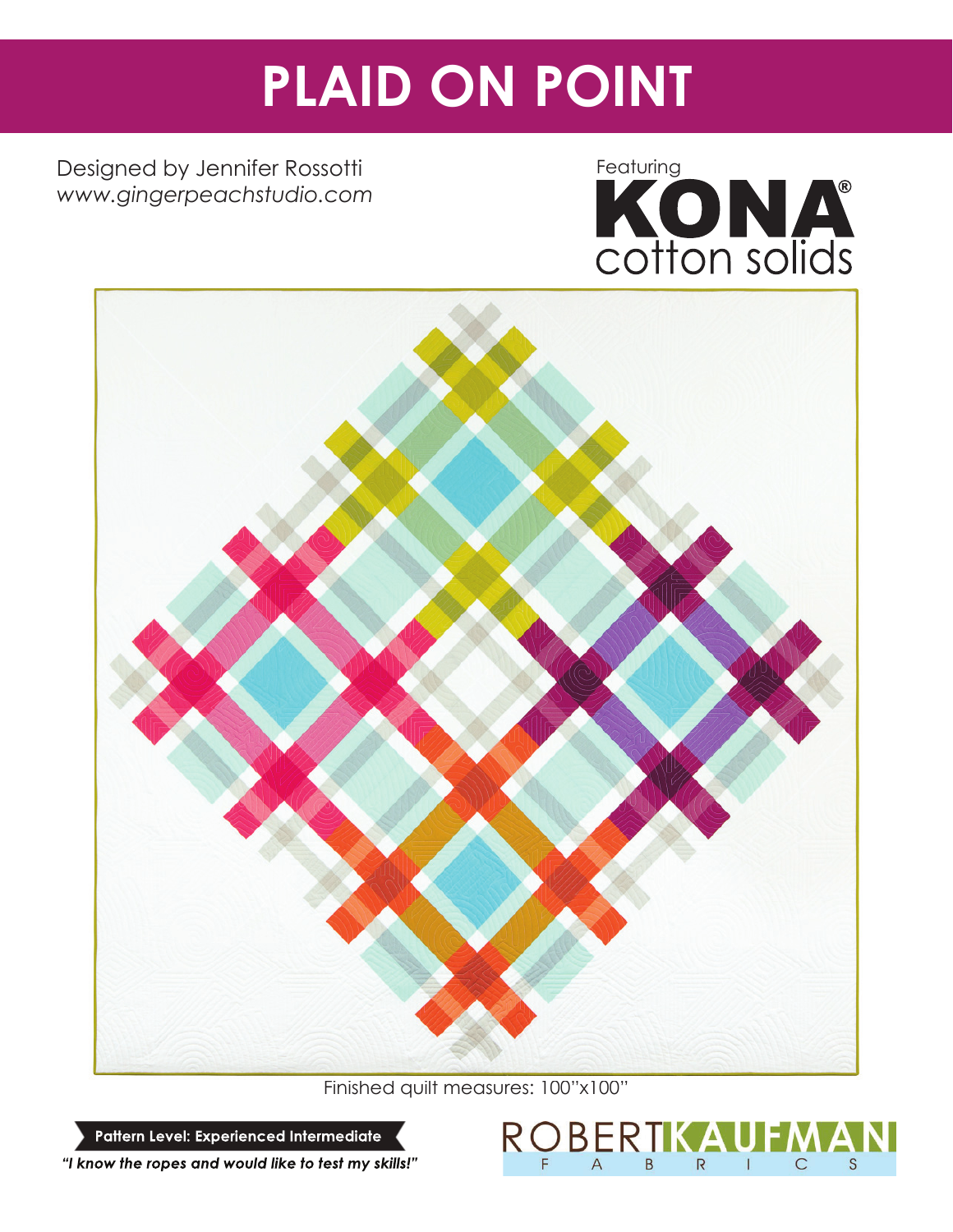# PLAID ON POINT

Designed by Jennifer Rossotti
*www.gingerpeachstudio.com*

Featuring KONA® cotton solids

Finished quilt measures: 100"x100"

**Pattern Level: Experienced Intermediate**

***"I know the ropes and would like to test my skills!"***

ROBERT KAUFMAN FABRICS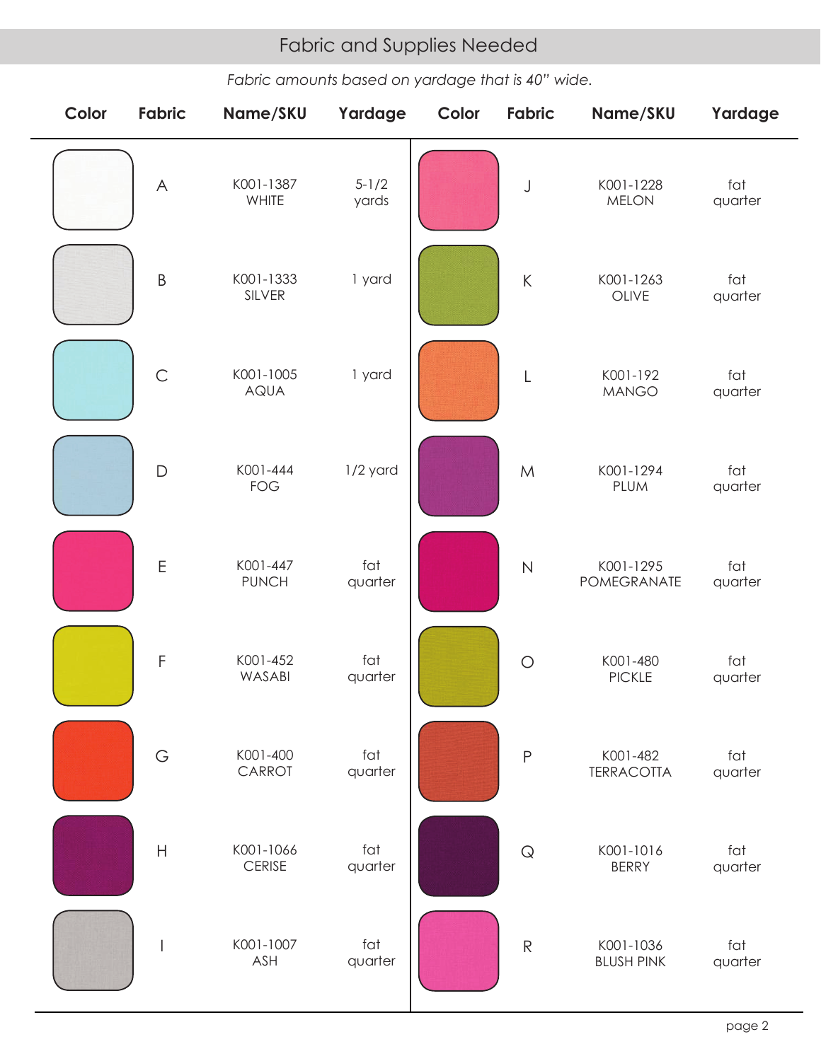## Fabric and Supplies Needed

*Fabric amounts based on yardage that is 40" wide.*

| Color | Fabric | Name/SKU | Yardage | Color | Fabric | Name/SKU | Yardage |
|---|---|---|---|---|---|---|---|
| | A | K001-1387 WHITE | 5-1/2 yards | | J | K001-1228 MELON | fat quarter |
| | B | K001-1333 SILVER | 1 yard | | K | K001-1263 OLIVE | fat quarter |
| | C | K001-1005 AQUA | 1 yard | | L | K001-192 MANGO | fat quarter |
| | D | K001-444 FOG | 1/2 yard | | M | K001-1294 PLUM | fat quarter |
| | E | K001-447 PUNCH | fat quarter | | N | K001-1295 POMEGRANATE | fat quarter |
| | F | K001-452 WASABI | fat quarter | | O | K001-480 PICKLE | fat quarter |
| | G | K001-400 CARROT | fat quarter | | P | K001-482 TERRACOTTA | fat quarter |
| | H | K001-1066 CERISE | fat quarter | | Q | K001-1016 BERRY | fat quarter |
| | I | K001-1007 ASH | fat quarter | | R | K001-1036 BLUSH PINK | fat quarter |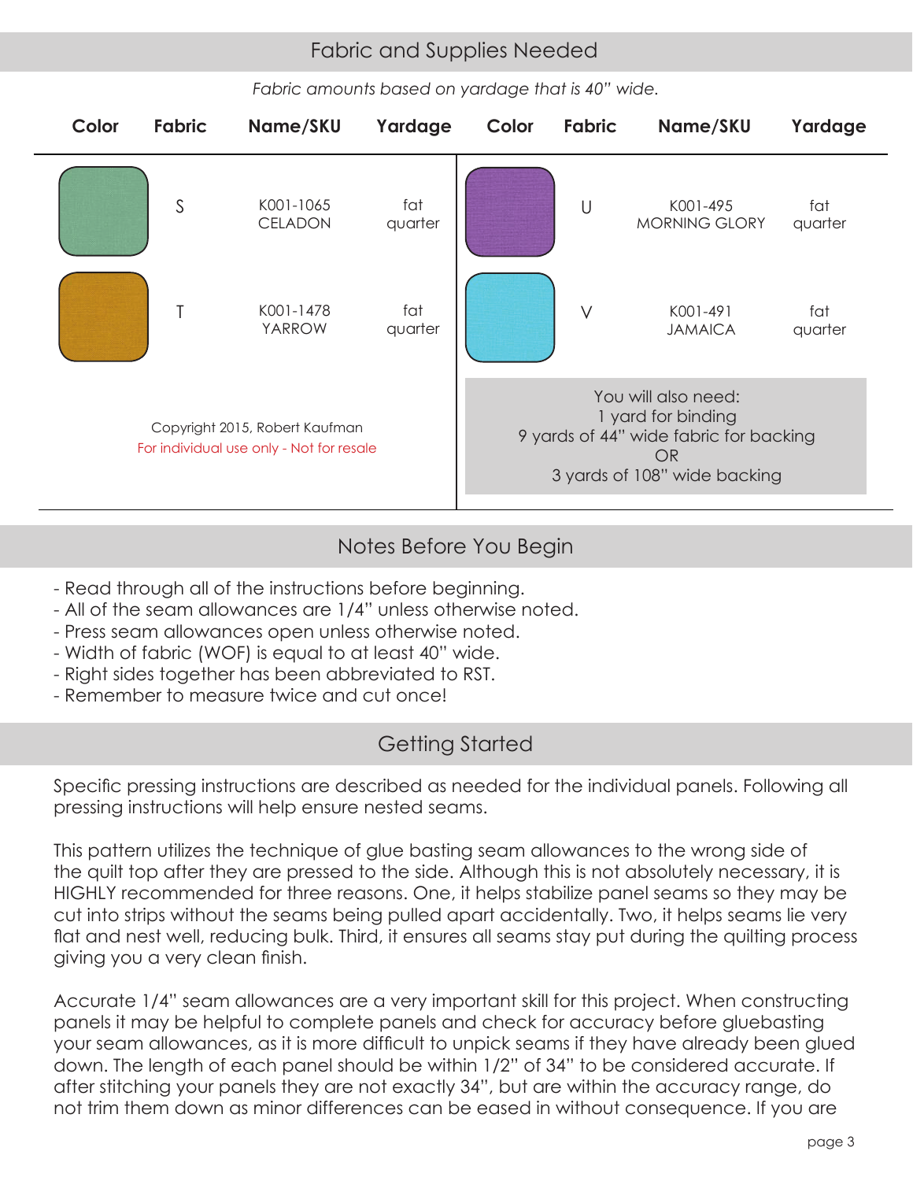## Fabric and Supplies Needed

*Fabric amounts based on yardage that is 40" wide.*

| Color | Fabric | Name/SKU | Yardage | Color | Fabric | Name/SKU | Yardage |
|---|---|---|---|---|---|---|---|
| | S | K001-1065 CELADON | fat quarter | | U | K001-495 MORNING GLORY | fat quarter |
| | T | K001-1478 YARROW | fat quarter | | V | K001-491 JAMAICA | fat quarter |

Copyright 2015, Robert Kaufman
For individual use only - Not for resale

You will also need:
1 yard for binding
9 yards of 44" wide fabric for backing
OR
3 yards of 108" wide backing

## Notes Before You Begin

- Read through all of the instructions before beginning.
- All of the seam allowances are 1/4" unless otherwise noted.
- Press seam allowances open unless otherwise noted.
- Width of fabric (WOF) is equal to at least 40" wide.
- Right sides together has been abbreviated to RST.
- Remember to measure twice and cut once!

## Getting Started

Specific pressing instructions are described as needed for the individual panels. Following all pressing instructions will help ensure nested seams.

This pattern utilizes the technique of glue basting seam allowances to the wrong side of the quilt top after they are pressed to the side. Although this is not absolutely necessary, it is HIGHLY recommended for three reasons. One, it helps stabilize panel seams so they may be cut into strips without the seams being pulled apart accidentally. Two, it helps seams lie very flat and nest well, reducing bulk. Third, it ensures all seams stay put during the quilting process giving you a very clean finish.

Accurate 1/4" seam allowances are a very important skill for this project. When constructing panels it may be helpful to complete panels and check for accuracy before gluebasting your seam allowances, as it is more difficult to unpick seams if they have already been glued down. The length of each panel should be within 1/2" of 34" to be considered accurate. If after stitching your panels they are not exactly 34", but are within the accuracy range, do not trim them down as minor differences can be eased in without consequence. If you are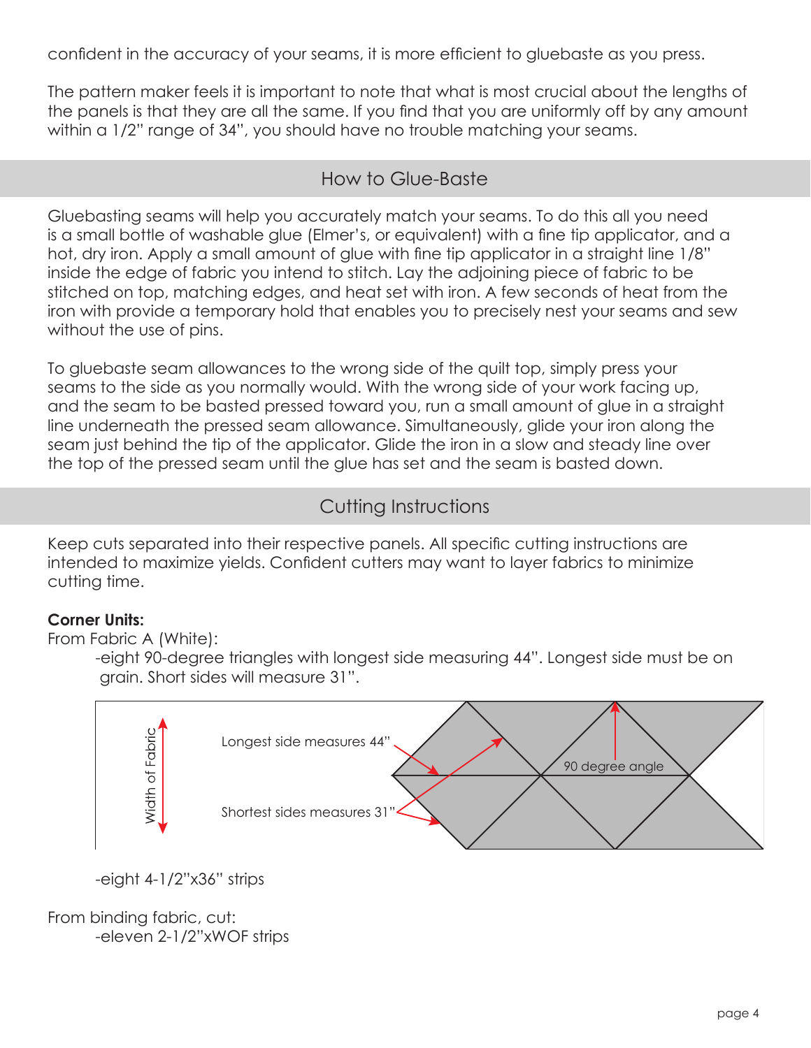confident in the accuracy of your seams, it is more efficient to gluebaste as you press.

The pattern maker feels it is important to note that what is most crucial about the lengths of the panels is that they are all the same. If you find that you are uniformly off by any amount within a 1/2" range of 34", you should have no trouble matching your seams.

## How to Glue-Baste

Gluebasting seams will help you accurately match your seams. To do this all you need is a small bottle of washable glue (Elmer's, or equivalent) with a fine tip applicator, and a hot, dry iron. Apply a small amount of glue with fine tip applicator in a straight line 1/8" inside the edge of fabric you intend to stitch. Lay the adjoining piece of fabric to be stitched on top, matching edges, and heat set with iron. A few seconds of heat from the iron with provide a temporary hold that enables you to precisely nest your seams and sew without the use of pins.

To gluebaste seam allowances to the wrong side of the quilt top, simply press your seams to the side as you normally would. With the wrong side of your work facing up, and the seam to be basted pressed toward you, run a small amount of glue in a straight line underneath the pressed seam allowance. Simultaneously, glide your iron along the seam just behind the tip of the applicator. Glide the iron in a slow and steady line over the top of the pressed seam until the glue has set and the seam is basted down.

## Cutting Instructions

Keep cuts separated into their respective panels. All specific cutting instructions are intended to maximize yields. Confident cutters may want to layer fabrics to minimize cutting time.

**Corner Units:**

From Fabric A (White):

- eight 90-degree triangles with longest side measuring 44". Longest side must be on grain. Short sides will measure 31".

Width of Fabric

Longest side measures 44"

Shortest sides measures 31"

90 degree angle

- eight 4-1/2"x36" strips

From binding fabric, cut:

- eleven 2-1/2"xWOF strips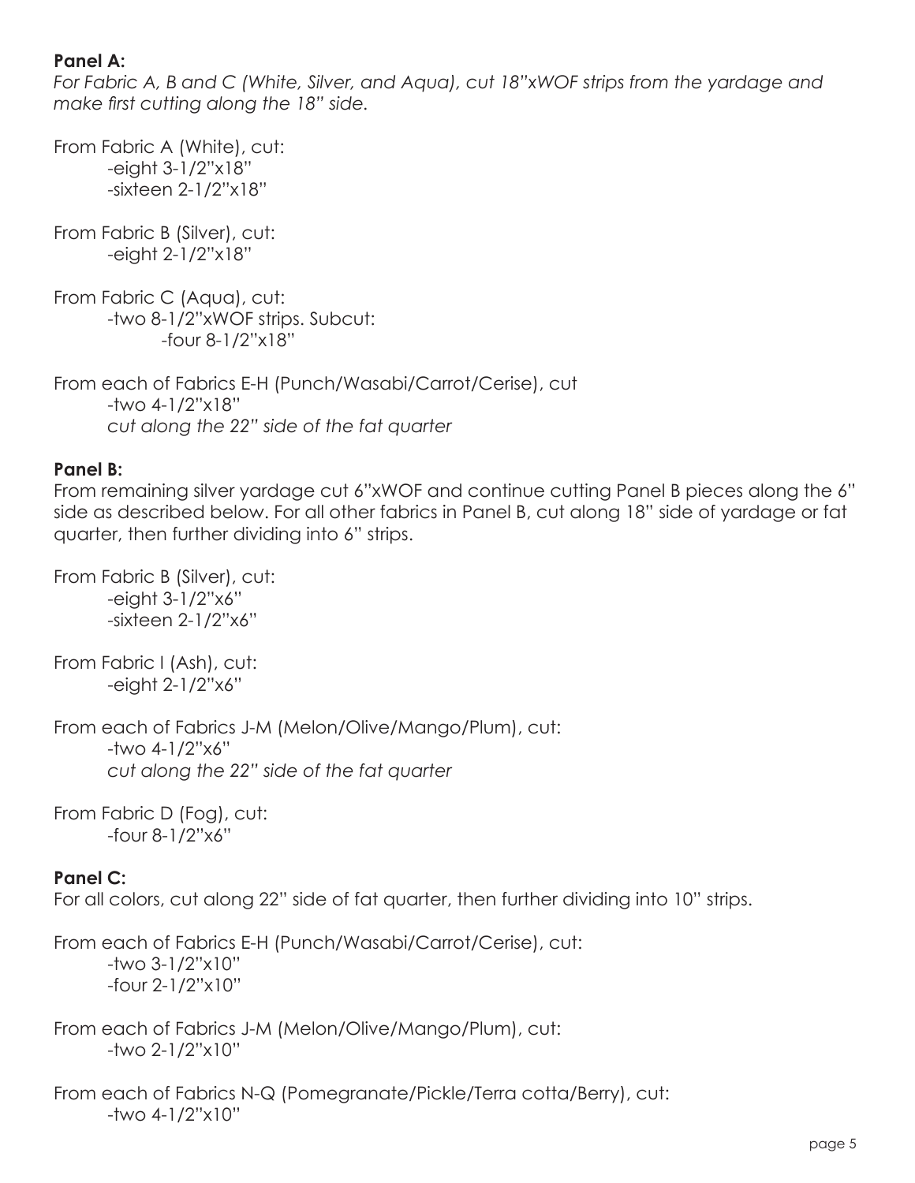**Panel A:**

*For Fabric A, B and C (White, Silver, and Aqua), cut 18"xWOF strips from the yardage and make first cutting along the 18" side.*

From Fabric A (White), cut:
- eight 3-1/2"x18"
- sixteen 2-1/2"x18"

From Fabric B (Silver), cut:
- eight 2-1/2"x18"

From Fabric C (Aqua), cut:
- two 8-1/2"xWOF strips. Subcut:
  - four 8-1/2"x18"

From each of Fabrics E-H (Punch/Wasabi/Carrot/Cerise), cut
- two 4-1/2"x18"

*cut along the 22" side of the fat quarter*

**Panel B:**

From remaining silver yardage cut 6"xWOF and continue cutting Panel B pieces along the 6" side as described below. For all other fabrics in Panel B, cut along 18" side of yardage or fat quarter, then further dividing into 6" strips.

From Fabric B (Silver), cut:
- eight 3-1/2"x6"
- sixteen 2-1/2"x6"

From Fabric I (Ash), cut:
- eight 2-1/2"x6"

From each of Fabrics J-M (Melon/Olive/Mango/Plum), cut:
- two 4-1/2"x6"

*cut along the 22" side of the fat quarter*

From Fabric D (Fog), cut:
- four 8-1/2"x6"

**Panel C:**

For all colors, cut along 22" side of fat quarter, then further dividing into 10" strips.

From each of Fabrics E-H (Punch/Wasabi/Carrot/Cerise), cut:
- two 3-1/2"x10"
- four 2-1/2"x10"

From each of Fabrics J-M (Melon/Olive/Mango/Plum), cut:
- two 2-1/2"x10"

From each of Fabrics N-Q (Pomegranate/Pickle/Terra cotta/Berry), cut:
- two 4-1/2"x10"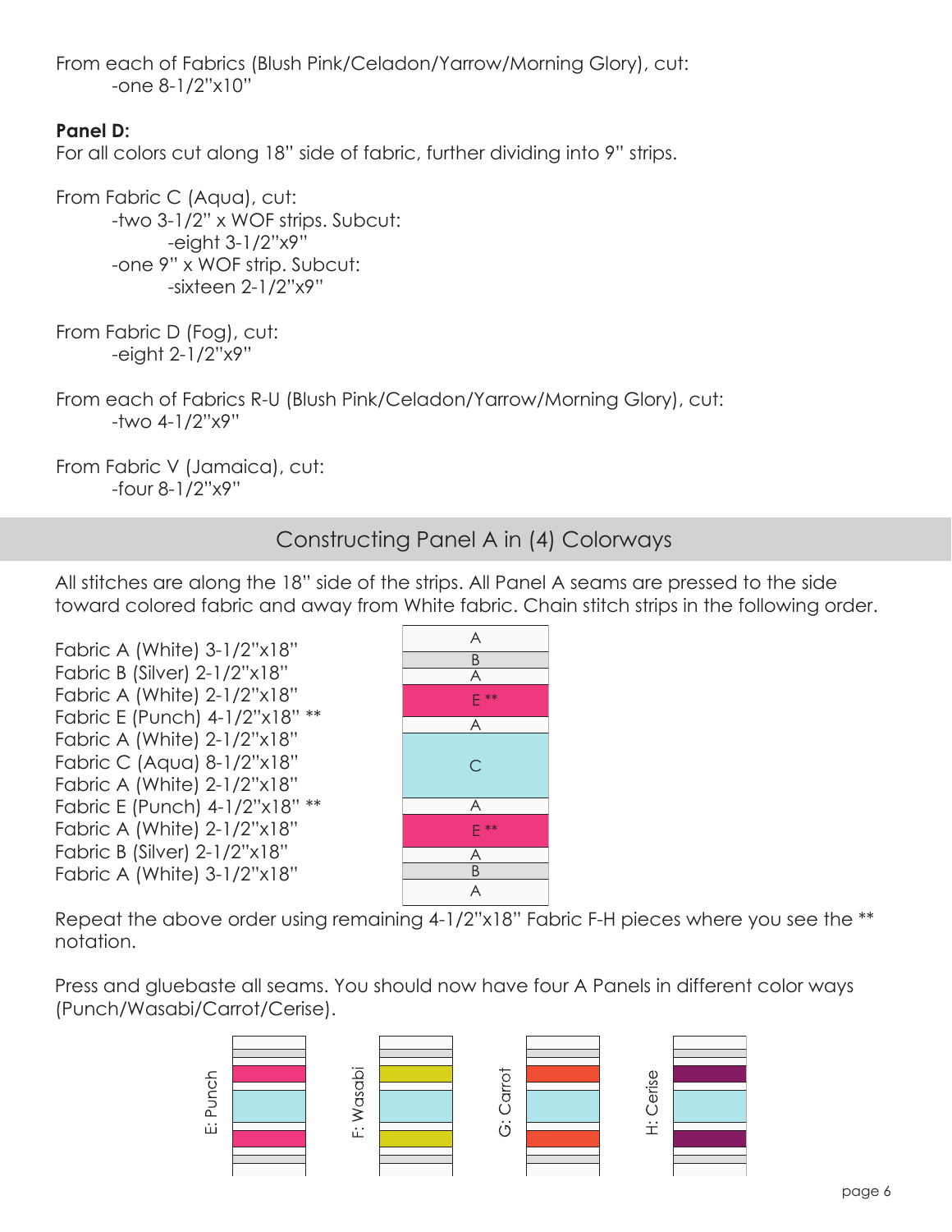From each of Fabrics (Blush Pink/Celadon/Yarrow/Morning Glory), cut:
- one 8-1/2"x10"

**Panel D:**

For all colors cut along 18" side of fabric, further dividing into 9" strips.

From Fabric C (Aqua), cut:
- two 3-1/2" x WOF strips. Subcut:
  - eight 3-1/2"x9"
- one 9" x WOF strip. Subcut:
  - sixteen 2-1/2"x9"

From Fabric D (Fog), cut:
- eight 2-1/2"x9"

From each of Fabrics R-U (Blush Pink/Celadon/Yarrow/Morning Glory), cut:
- two 4-1/2"x9"

From Fabric V (Jamaica), cut:
- four 8-1/2"x9"

## Constructing Panel A in (4) Colorways

All stitches are along the 18" side of the strips. All Panel A seams are pressed to the side toward colored fabric and away from White fabric. Chain stitch strips in the following order.

Fabric A (White) 3-1/2"x18"
Fabric B (Silver) 2-1/2"x18"
Fabric A (White) 2-1/2"x18"
Fabric E (Punch) 4-1/2"x18" **
Fabric A (White) 2-1/2"x18"
Fabric C (Aqua) 8-1/2"x18"
Fabric A (White) 2-1/2"x18"
Fabric E (Punch) 4-1/2"x18" **
Fabric A (White) 2-1/2"x18"
Fabric B (Silver) 2-1/2"x18"
Fabric A (White) 3-1/2"x18"

A
B
A
E **
A
C
A
E **
A
B
A

Repeat the above order using remaining 4-1/2"x18" Fabric F-H pieces where you see the ** notation.

Press and gluebaste all seams. You should now have four A Panels in different color ways (Punch/Wasabi/Carrot/Cerise).

E: Punch F: Wasabi G: Carrot H: Cerise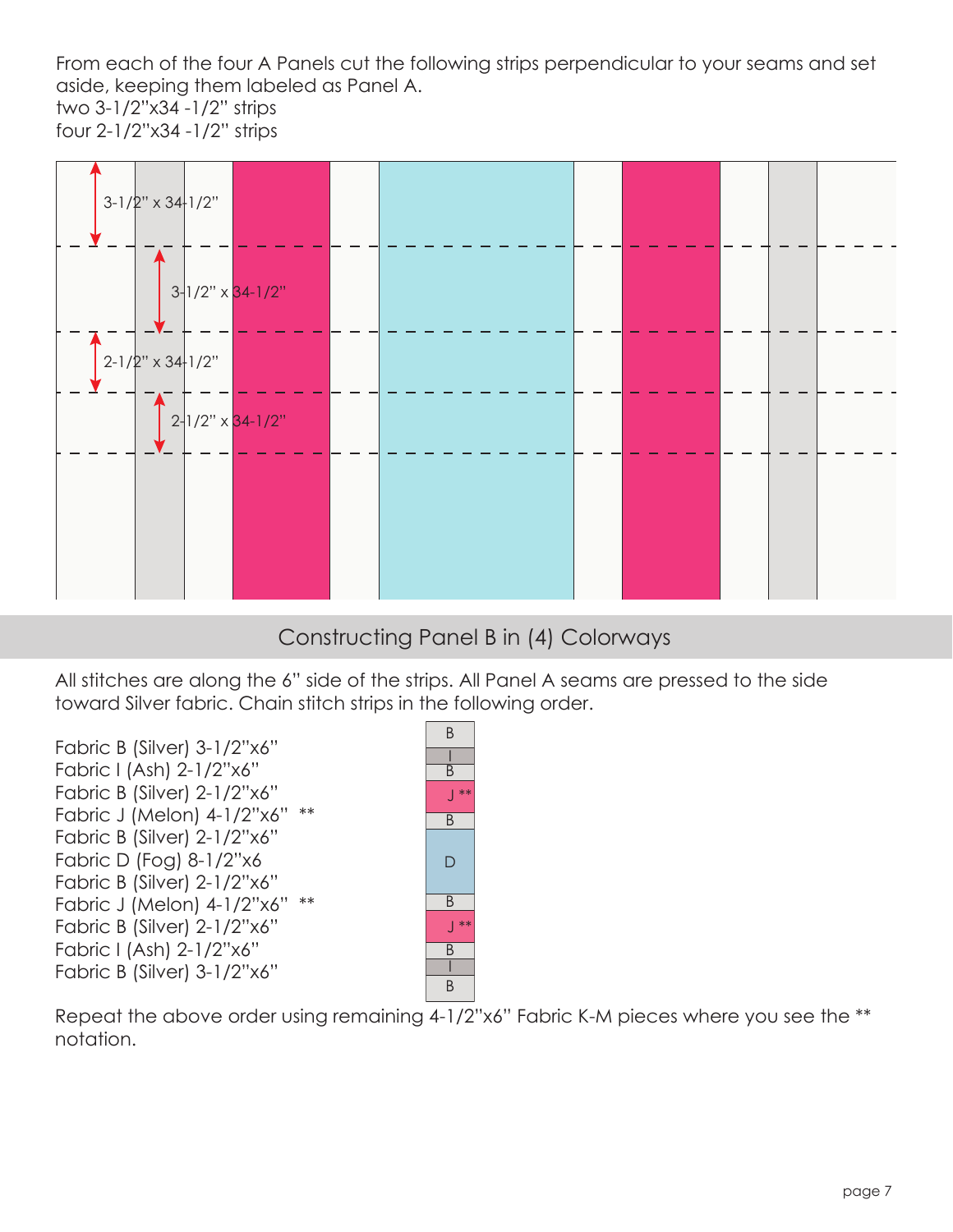From each of the four A Panels cut the following strips perpendicular to your seams and set aside, keeping them labeled as Panel A.
two 3-1/2"x34 -1/2" strips
four 2-1/2"x34 -1/2" strips

3-1/2" x 34-1/2"

3-1/2" x 34-1/2"

2-1/2" x 34-1/2"

2-1/2" x 34-1/2"

## Constructing Panel B in (4) Colorways

All stitches are along the 6" side of the strips. All Panel A seams are pressed to the side toward Silver fabric. Chain stitch strips in the following order.

Fabric B (Silver) 3-1/2"x6"
Fabric I (Ash) 2-1/2"x6"
Fabric B (Silver) 2-1/2"x6"
Fabric J (Melon) 4-1/2"x6" **
Fabric B (Silver) 2-1/2"x6"
Fabric D (Fog) 8-1/2"x6
Fabric B (Silver) 2-1/2"x6"
Fabric J (Melon) 4-1/2"x6" **
Fabric B (Silver) 2-1/2"x6"
Fabric I (Ash) 2-1/2"x6"
Fabric B (Silver) 3-1/2"x6"

B
I
B
J **
B
D
B
J **
B
I
B

Repeat the above order using remaining 4-1/2"x6" Fabric K-M pieces where you see the ** notation.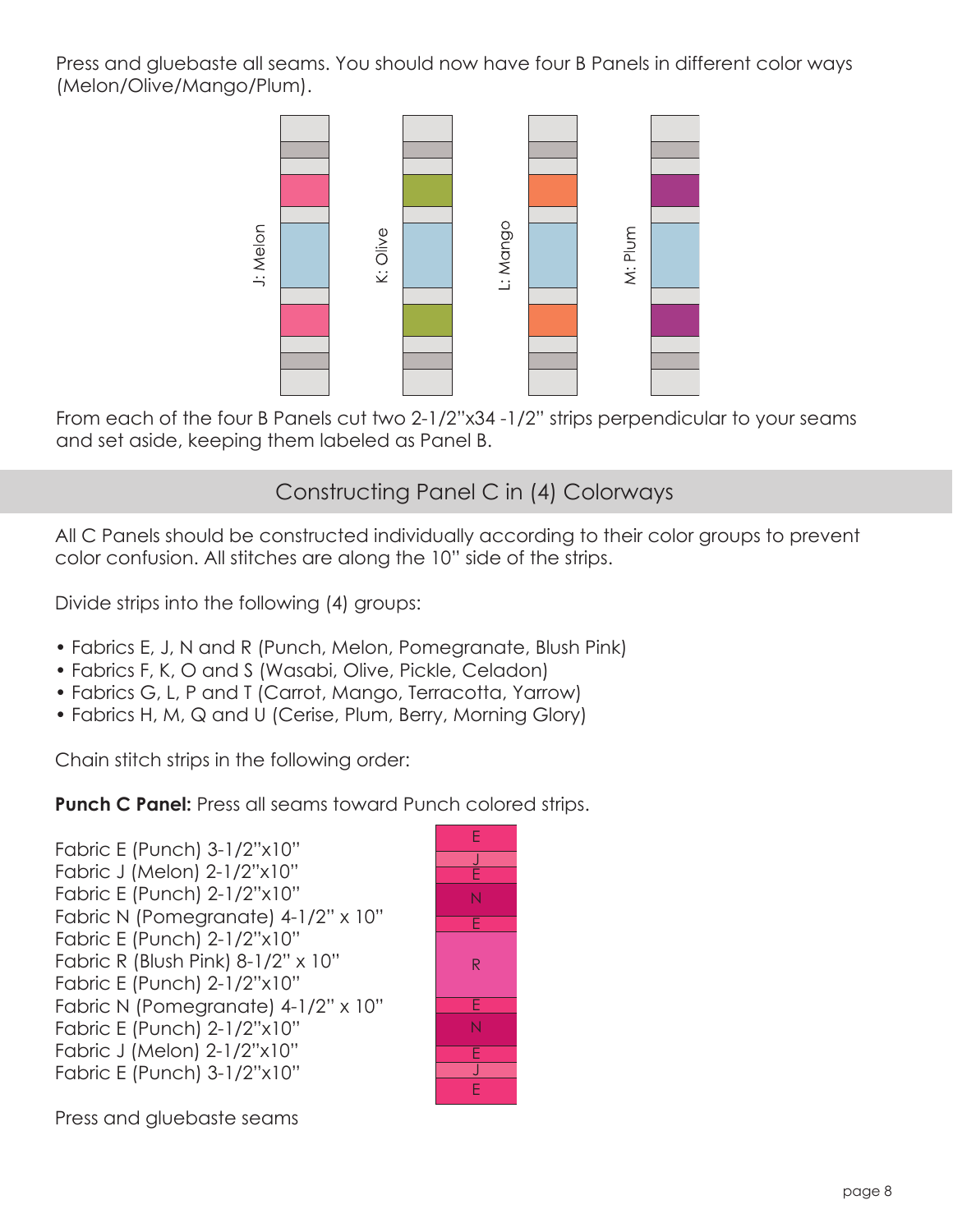Press and gluebaste all seams. You should now have four B Panels in different color ways (Melon/Olive/Mango/Plum).

J: Melon

K: Olive

L: Mango

M: Plum

From each of the four B Panels cut two 2-1/2"x34 -1/2" strips perpendicular to your seams and set aside, keeping them labeled as Panel B.

## Constructing Panel C in (4) Colorways

All C Panels should be constructed individually according to their color groups to prevent color confusion. All stitches are along the 10" side of the strips.

Divide strips into the following (4) groups:

- Fabrics E, J, N and R (Punch, Melon, Pomegranate, Blush Pink)
- Fabrics F, K, O and S (Wasabi, Olive, Pickle, Celadon)
- Fabrics G, L, P and T (Carrot, Mango, Terracotta, Yarrow)
- Fabrics H, M, Q and U (Cerise, Plum, Berry, Morning Glory)

Chain stitch strips in the following order:

**Punch C Panel:** Press all seams toward Punch colored strips.

Fabric E (Punch) 3-1/2"x10"
Fabric J (Melon) 2-1/2"x10"
Fabric E (Punch) 2-1/2"x10"
Fabric N (Pomegranate) 4-1/2" x 10"
Fabric E (Punch) 2-1/2"x10"
Fabric R (Blush Pink) 8-1/2" x 10"
Fabric E (Punch) 2-1/2"x10"
Fabric N (Pomegranate) 4-1/2" x 10"
Fabric E (Punch) 2-1/2"x10"
Fabric J (Melon) 2-1/2"x10"
Fabric E (Punch) 3-1/2"x10"

E
J
E
N
E
R
E
N
E
J
E

Press and gluebaste seams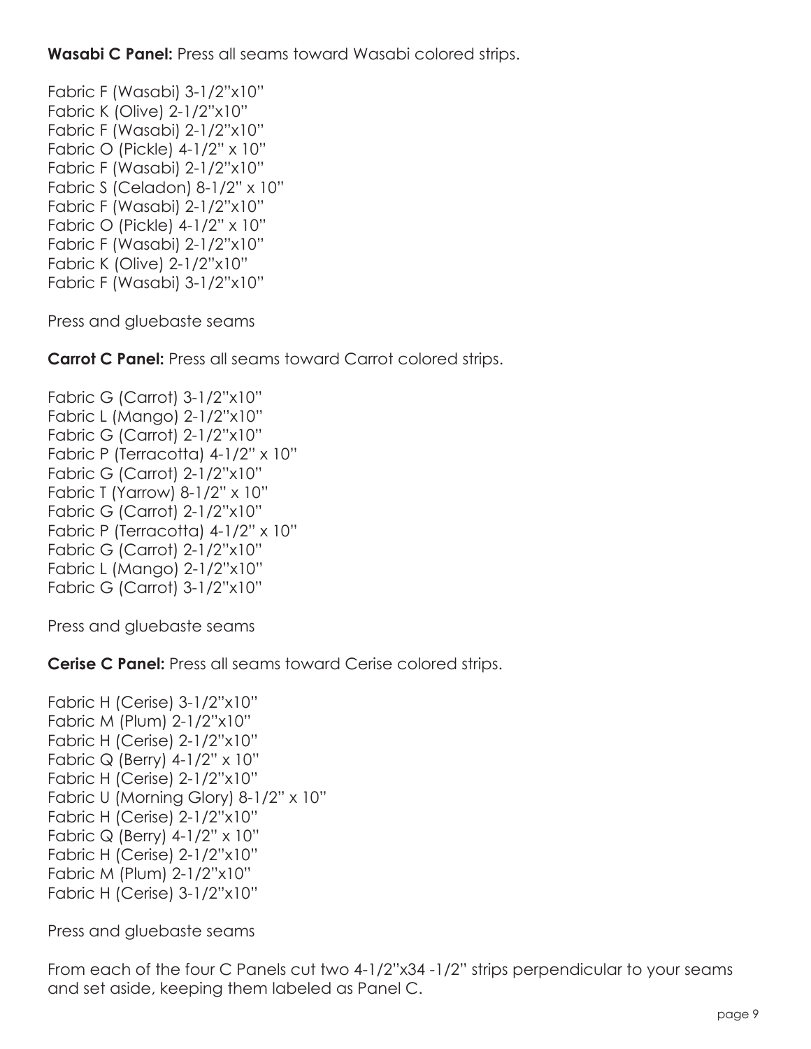**Wasabi C Panel:** Press all seams toward Wasabi colored strips.

Fabric F (Wasabi) 3-1/2"x10"
Fabric K (Olive) 2-1/2"x10"
Fabric F (Wasabi) 2-1/2"x10"
Fabric O (Pickle) 4-1/2" x 10"
Fabric F (Wasabi) 2-1/2"x10"
Fabric S (Celadon) 8-1/2" x 10"
Fabric F (Wasabi) 2-1/2"x10"
Fabric O (Pickle) 4-1/2" x 10"
Fabric F (Wasabi) 2-1/2"x10"
Fabric K (Olive) 2-1/2"x10"
Fabric F (Wasabi) 3-1/2"x10"

Press and gluebaste seams

**Carrot C Panel:** Press all seams toward Carrot colored strips.

Fabric G (Carrot) 3-1/2"x10"
Fabric L (Mango) 2-1/2"x10"
Fabric G (Carrot) 2-1/2"x10"
Fabric P (Terracotta) 4-1/2" x 10"
Fabric G (Carrot) 2-1/2"x10"
Fabric T (Yarrow) 8-1/2" x 10"
Fabric G (Carrot) 2-1/2"x10"
Fabric P (Terracotta) 4-1/2" x 10"
Fabric G (Carrot) 2-1/2"x10"
Fabric L (Mango) 2-1/2"x10"
Fabric G (Carrot) 3-1/2"x10"

Press and gluebaste seams

**Cerise C Panel:** Press all seams toward Cerise colored strips.

Fabric H (Cerise) 3-1/2"x10"
Fabric M (Plum) 2-1/2"x10"
Fabric H (Cerise) 2-1/2"x10"
Fabric Q (Berry) 4-1/2" x 10"
Fabric H (Cerise) 2-1/2"x10"
Fabric U (Morning Glory) 8-1/2" x 10"
Fabric H (Cerise) 2-1/2"x10"
Fabric Q (Berry) 4-1/2" x 10"
Fabric H (Cerise) 2-1/2"x10"
Fabric M (Plum) 2-1/2"x10"
Fabric H (Cerise) 3-1/2"x10"

Press and gluebaste seams

From each of the four C Panels cut two 4-1/2"x34 -1/2" strips perpendicular to your seams and set aside, keeping them labeled as Panel C.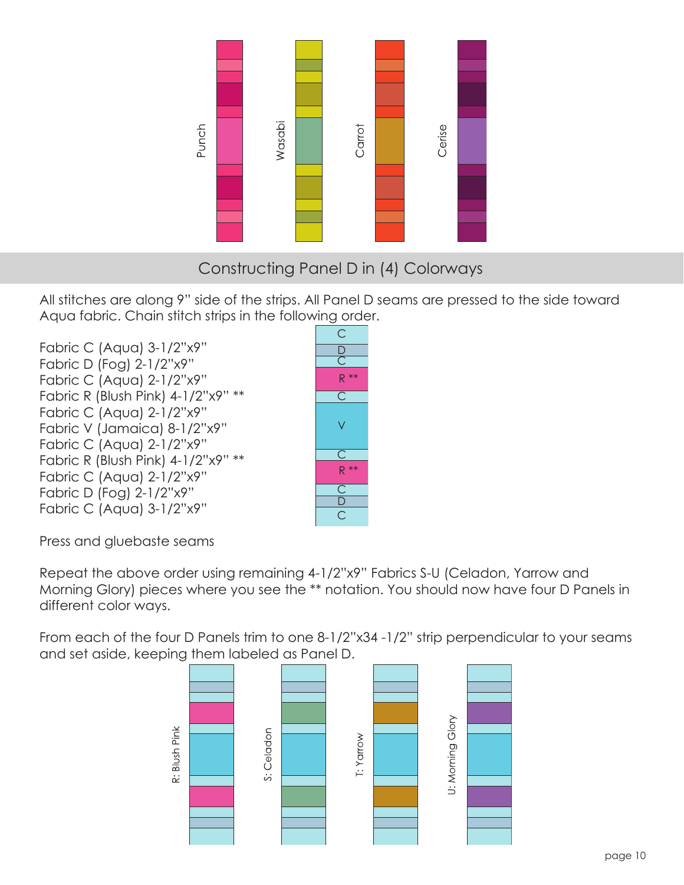Punch Wasabi Carrot Cerise

## Constructing Panel D in (4) Colorways

All stitches are along 9" side of the strips. All Panel D seams are pressed to the side toward Aqua fabric. Chain stitch strips in the following order.

Fabric C (Aqua) 3-1/2"x9"
Fabric D (Fog) 2-1/2"x9"
Fabric C (Aqua) 2-1/2"x9"
Fabric R (Blush Pink) 4-1/2"x9" **
Fabric C (Aqua) 2-1/2"x9"
Fabric V (Jamaica) 8-1/2"x9"
Fabric C (Aqua) 2-1/2"x9"
Fabric R (Blush Pink) 4-1/2"x9" **
Fabric C (Aqua) 2-1/2"x9"
Fabric D (Fog) 2-1/2"x9"
Fabric C (Aqua) 3-1/2"x9"

C
D
C
R **
C
V
C
R **
C
D
C

Press and gluebaste seams

Repeat the above order using remaining 4-1/2"x9" Fabrics S-U (Celadon, Yarrow and Morning Glory) pieces where you see the ** notation. You should now have four D Panels in different color ways.

From each of the four D Panels trim to one 8-1/2"x34 -1/2" strip perpendicular to your seams and set aside, keeping them labeled as Panel D.

R: Blush Pink S: Celadon T: Yarrow U: Morning Glory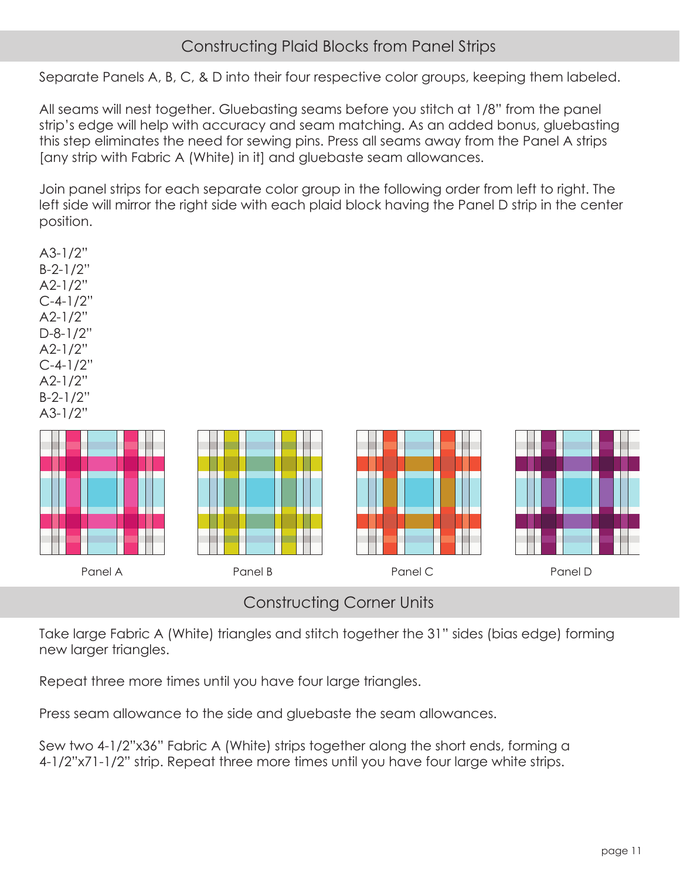## Constructing Plaid Blocks from Panel Strips

Separate Panels A, B, C, & D into their four respective color groups, keeping them labeled.

All seams will nest together. Gluebasting seams before you stitch at 1/8" from the panel strip's edge will help with accuracy and seam matching. As an added bonus, gluebasting this step eliminates the need for sewing pins. Press all seams away from the Panel A strips [any strip with Fabric A (White) in it] and gluebaste seam allowances.

Join panel strips for each separate color group in the following order from left to right. The left side will mirror the right side with each plaid block having the Panel D strip in the center position.

A3-1/2"
B-2-1/2"
A2-1/2"
C-4-1/2"
A2-1/2"
D-8-1/2"
A2-1/2"
C-4-1/2"
A2-1/2"
B-2-1/2"
A3-1/2"

Panel A Panel B Panel C Panel D

## Constructing Corner Units

Take large Fabric A (White) triangles and stitch together the 31" sides (bias edge) forming new larger triangles.

Repeat three more times until you have four large triangles.

Press seam allowance to the side and gluebaste the seam allowances.

Sew two 4-1/2"x36" Fabric A (White) strips together along the short ends, forming a 4-1/2"x71-1/2" strip. Repeat three more times until you have four large white strips.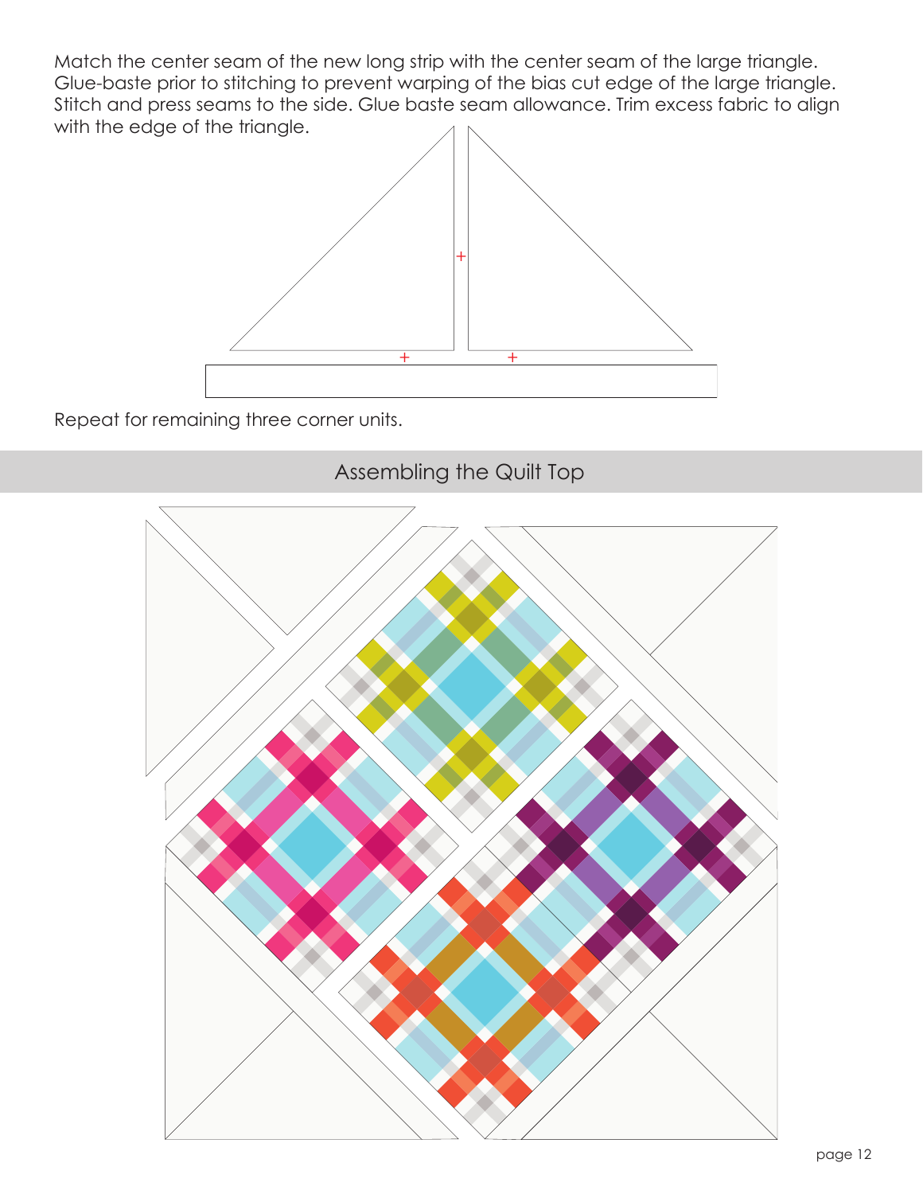Match the center seam of the new long strip with the center seam of the large triangle. Glue-baste prior to stitching to prevent warping of the bias cut edge of the large triangle. Stitch and press seams to the side. Glue baste seam allowance. Trim excess fabric to align with the edge of the triangle.

Repeat for remaining three corner units.

## Assembling the Quilt Top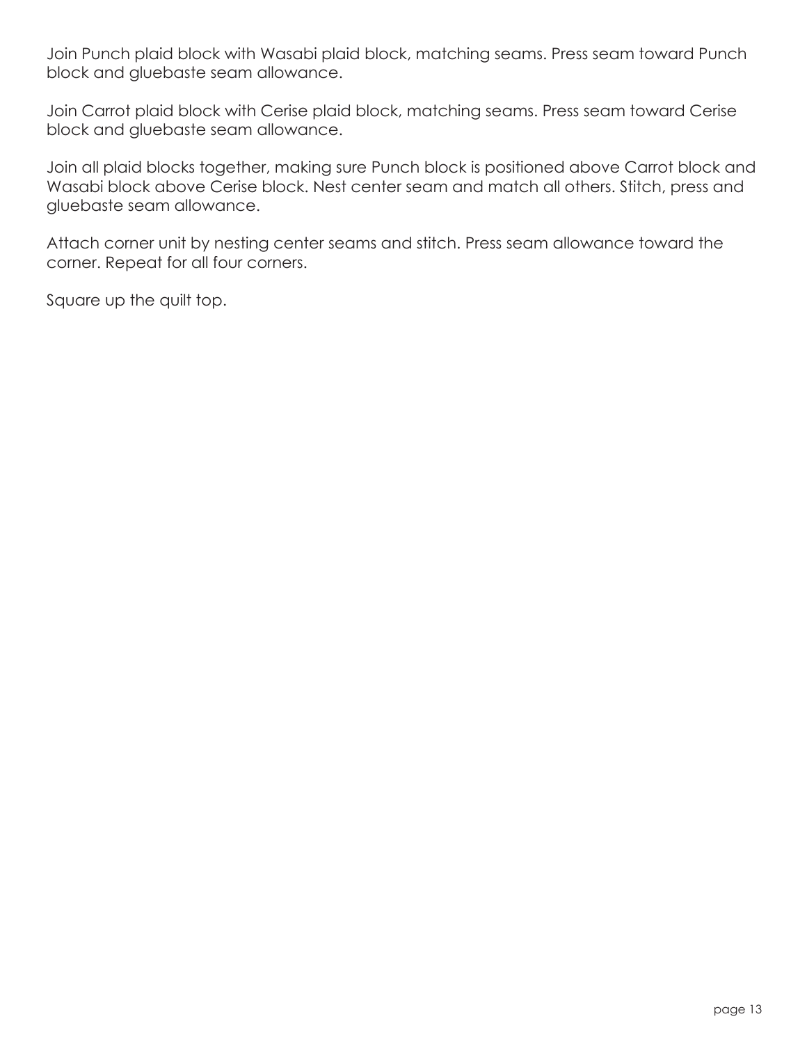Join Punch plaid block with Wasabi plaid block, matching seams. Press seam toward Punch block and gluebaste seam allowance.

Join Carrot plaid block with Cerise plaid block, matching seams. Press seam toward Cerise block and gluebaste seam allowance.

Join all plaid blocks together, making sure Punch block is positioned above Carrot block and Wasabi block above Cerise block. Nest center seam and match all others. Stitch, press and gluebaste seam allowance.

Attach corner unit by nesting center seams and stitch. Press seam allowance toward the corner. Repeat for all four corners.

Square up the quilt top.